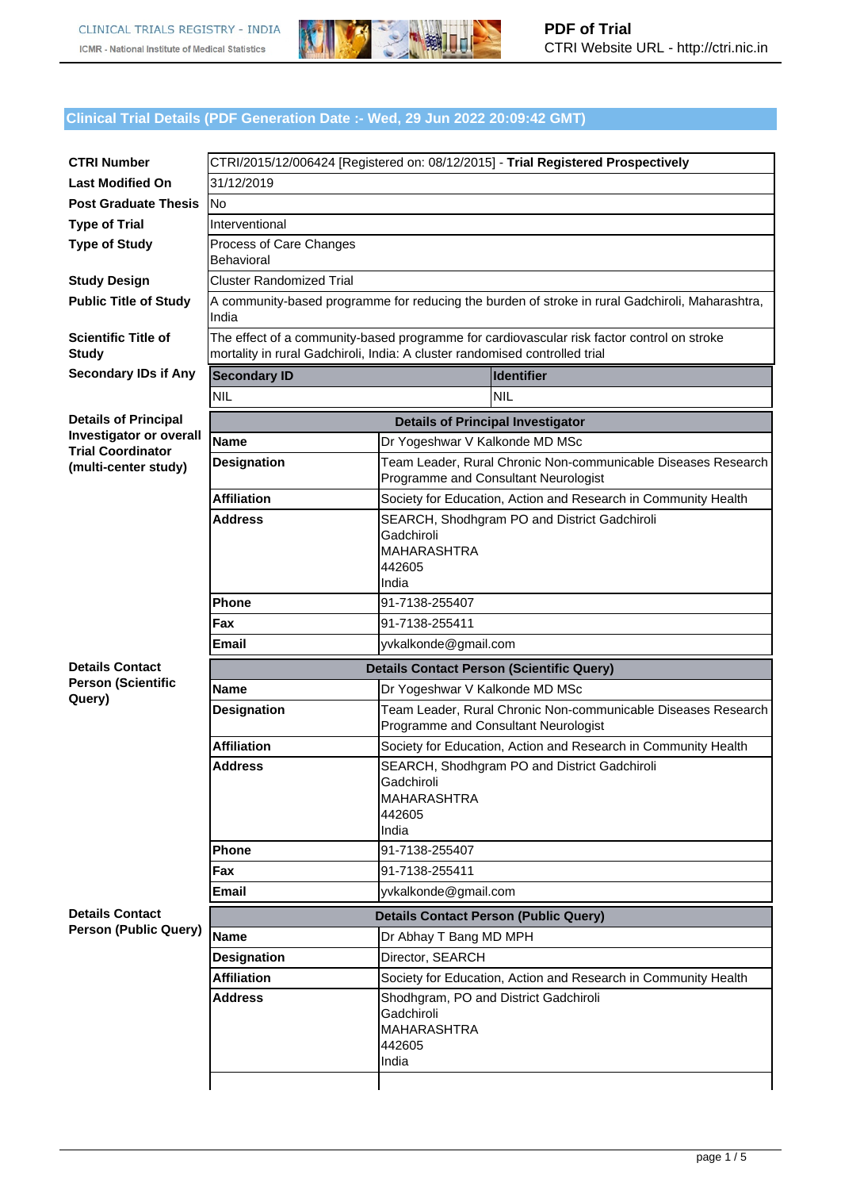## Clinical Trial Details (PDF Generation Date :- Wed, 29 Jun 2022 20:09:42 GMT)

| | |
|---|---|
| **CTRI Number** | CTRI/2015/12/006424 [Registered on: 08/12/2015] - **Trial Registered Prospectively** |
| **Last Modified On** | 31/12/2019 |
| **Post Graduate Thesis** | No |
| **Type of Trial** | Interventional |
| **Type of Study** | Process of Care Changes<br>Behavioral |
| **Study Design** | Cluster Randomized Trial |
| **Public Title of Study** | A community-based programme for reducing the burden of stroke in rural Gadchiroli, Maharashtra, India |
| **Scientific Title of Study** | The effect of a community-based programme for cardiovascular risk factor control on stroke mortality in rural Gadchiroli, India: A cluster randomised controlled trial |

**Secondary IDs if Any**

| Secondary ID | Identifier |
|---|---|
| NIL | NIL |

**Details of Principal Investigator or overall Trial Coordinator (multi-center study)**

| Details of Principal Investigator | |
|---|---|
| **Name** | Dr Yogeshwar V Kalkonde MD MSc |
| **Designation** | Team Leader, Rural Chronic Non-communicable Diseases Research Programme and Consultant Neurologist |
| **Affiliation** | Society for Education, Action and Research in Community Health |
| **Address** | SEARCH, Shodhgram PO and District Gadchiroli<br>Gadchiroli<br>MAHARASHTRA<br>442605<br>India |
| **Phone** | 91-7138-255407 |
| **Fax** | 91-7138-255411 |
| **Email** | yvkalkonde@gmail.com |

**Details Contact Person (Scientific Query)**

| Details Contact Person (Scientific Query) | |
|---|---|
| **Name** | Dr Yogeshwar V Kalkonde MD MSc |
| **Designation** | Team Leader, Rural Chronic Non-communicable Diseases Research Programme and Consultant Neurologist |
| **Affiliation** | Society for Education, Action and Research in Community Health |
| **Address** | SEARCH, Shodhgram PO and District Gadchiroli<br>Gadchiroli<br>MAHARASHTRA<br>442605<br>India |
| **Phone** | 91-7138-255407 |
| **Fax** | 91-7138-255411 |
| **Email** | yvkalkonde@gmail.com |

**Details Contact Person (Public Query)**

| Details Contact Person (Public Query) | |
|---|---|
| **Name** | Dr Abhay T Bang MD MPH |
| **Designation** | Director, SEARCH |
| **Affiliation** | Society for Education, Action and Research in Community Health |
| **Address** | Shodhgram, PO and District Gadchiroli<br>Gadchiroli<br>MAHARASHTRA<br>442605<br>India |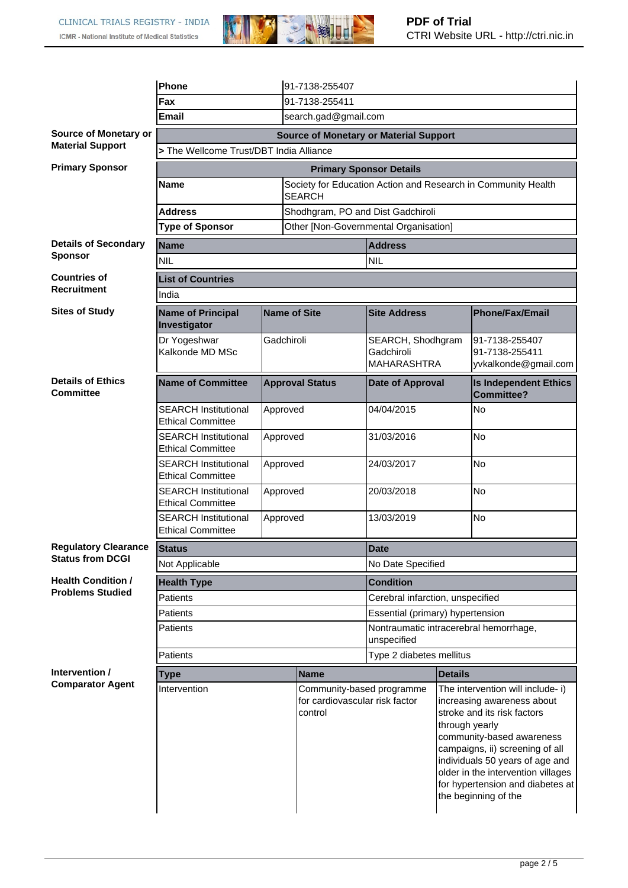| | |
|---|---|
| **Phone** | 91-7138-255407 |
| **Fax** | 91-7138-255411 |
| **Email** | search.gad@gmail.com |

**Source of Monetary or Material Support**

| Source of Monetary or Material Support |
|---|
| > The Wellcome Trust/DBT India Alliance |

**Primary Sponsor**

| Primary Sponsor Details | |
|---|---|
| **Name** | Society for Education Action and Research in Community Health SEARCH |
| **Address** | Shodhgram, PO and Dist Gadchiroli |
| **Type of Sponsor** | Other [Non-Governmental Organisation] |

**Details of Secondary Sponsor**

| Name | Address |
|---|---|
| NIL | NIL |

**Countries of Recruitment**

| List of Countries |
|---|
| India |

**Sites of Study**

| Name of Principal Investigator | Name of Site | Site Address | Phone/Fax/Email |
|---|---|---|---|
| Dr Yogeshwar Kalkonde MD MSc | Gadchiroli | SEARCH, Shodhgram Gadchiroli MAHARASHTRA | 91-7138-255407 91-7138-255411 yvkalkonde@gmail.com |

**Details of Ethics Committee**

| Name of Committee | Approval Status | Date of Approval | Is Independent Ethics Committee? |
|---|---|---|---|
| SEARCH Institutional Ethical Committee | Approved | 04/04/2015 | No |
| SEARCH Institutional Ethical Committee | Approved | 31/03/2016 | No |
| SEARCH Institutional Ethical Committee | Approved | 24/03/2017 | No |
| SEARCH Institutional Ethical Committee | Approved | 20/03/2018 | No |
| SEARCH Institutional Ethical Committee | Approved | 13/03/2019 | No |

**Regulatory Clearance Status from DCGI**

| Status | Date |
|---|---|
| Not Applicable | No Date Specified |

**Health Condition / Problems Studied**

| Health Type | Condition |
|---|---|
| Patients | Cerebral infarction, unspecified |
| Patients | Essential (primary) hypertension |
| Patients | Nontraumatic intracerebral hemorrhage, unspecified |
| Patients | Type 2 diabetes mellitus |

**Intervention / Comparator Agent**

| Type | Name | Details |
|---|---|---|
| Intervention | Community-based programme for cardiovascular risk factor control | The intervention will include- i) increasing awareness about stroke and its risk factors through yearly community-based awareness campaigns, ii) screening of all individuals 50 years of age and older in the intervention villages for hypertension and diabetes at the beginning of the |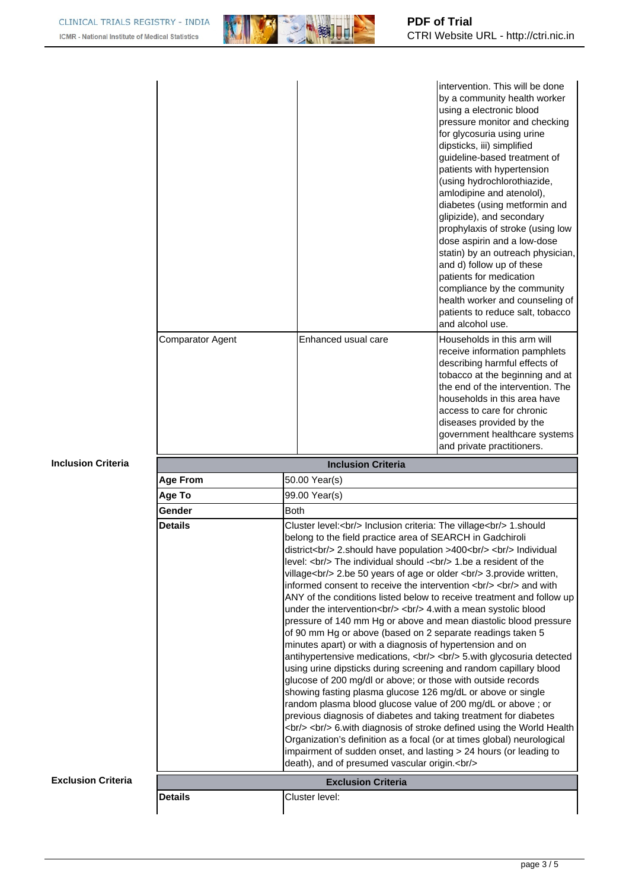| | | |
|---|---|---|
| | | intervention. This will be done by a community health worker using a electronic blood pressure monitor and checking for glycosuria using urine dipsticks, iii) simplified guideline-based treatment of patients with hypertension (using hydrochlorothiazide, amlodipine and atenolol), diabetes (using metformin and glipizide), and secondary prophylaxis of stroke (using low dose aspirin and a low-dose statin) by an outreach physician, and d) follow up of these patients for medication compliance by the community health worker and counseling of patients to reduce salt, tobacco and alcohol use. |
| Comparator Agent | Enhanced usual care | Households in this arm will receive information pamphlets describing harmful effects of tobacco at the beginning and at the end of the intervention. The households in this area have access to care for chronic diseases provided by the government healthcare systems and private practitioners. |

**Inclusion Criteria**

| Inclusion Criteria | |
|---|---|
| **Age From** | 50.00 Year(s) |
| **Age To** | 99.00 Year(s) |
| **Gender** | Both |
| **Details** | Cluster level:<br/> Inclusion criteria: The village<br/> 1.should belong to the field practice area of SEARCH in Gadchiroli district<br/> 2.should have population >400<br/> <br/> Individual level: <br/> The individual should -<br/> 1.be a resident of the village<br/> 2.be 50 years of age or older <br/> 3.provide written, informed consent to receive the intervention <br/> <br/> and with ANY of the conditions listed below to receive treatment and follow up under the intervention<br/> <br/> 4.with a mean systolic blood pressure of 140 mm Hg or above and mean diastolic blood pressure of 90 mm Hg or above (based on 2 separate readings taken 5 minutes apart) or with a diagnosis of hypertension and on antihypertensive medications, <br/> <br/> 5.with glycosuria detected using urine dipsticks during screening and random capillary blood glucose of 200 mg/dl or above; or those with outside records showing fasting plasma glucose 126 mg/dL or above or single random plasma blood glucose value of 200 mg/dL or above ; or previous diagnosis of diabetes and taking treatment for diabetes <br/> <br/> 6.with diagnosis of stroke defined using the World Health Organization's definition as a focal (or at times global) neurological impairment of sudden onset, and lasting > 24 hours (or leading to death), and of presumed vascular origin.<br/> |

**Exclusion Criteria**

| Exclusion Criteria | |
|---|---|
| **Details** | Cluster level: |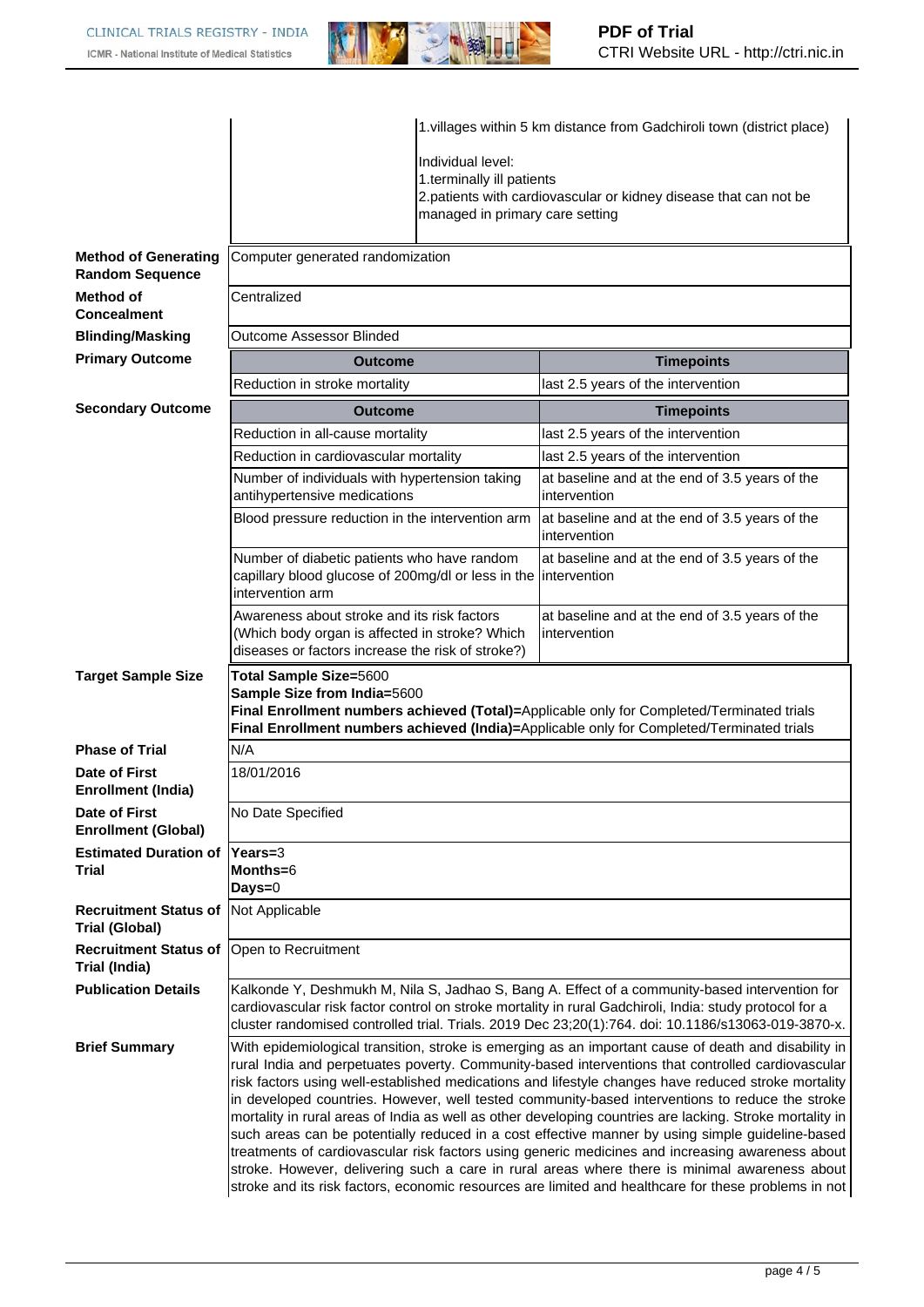| | | |
|---|---|---|
| | | 1.villages within 5 km distance from Gadchiroli town (district place)<br><br>Individual level:<br>1.terminally ill patients<br>2.patients with cardiovascular or kidney disease that can not be managed in primary care setting |

| | |
|---|---|
| **Method of Generating Random Sequence** | Computer generated randomization |
| **Method of Concealment** | Centralized |
| **Blinding/Masking** | Outcome Assessor Blinded |

**Primary Outcome**

| Outcome | Timepoints |
|---|---|
| Reduction in stroke mortality | last 2.5 years of the intervention |

**Secondary Outcome**

| Outcome | Timepoints |
|---|---|
| Reduction in all-cause mortality | last 2.5 years of the intervention |
| Reduction in cardiovascular mortality | last 2.5 years of the intervention |
| Number of individuals with hypertension taking antihypertensive medications | at baseline and at the end of 3.5 years of the intervention |
| Blood pressure reduction in the intervention arm | at baseline and at the end of 3.5 years of the intervention |
| Number of diabetic patients who have random capillary blood glucose of 200mg/dl or less in the intervention arm | at baseline and at the end of 3.5 years of the intervention |
| Awareness about stroke and its risk factors (Which body organ is affected in stroke? Which diseases or factors increase the risk of stroke?) | at baseline and at the end of 3.5 years of the intervention |

| | |
|---|---|
| **Target Sample Size** | **Total Sample Size=**5600<br>**Sample Size from India=**5600<br>**Final Enrollment numbers achieved (Total)=**Applicable only for Completed/Terminated trials<br>**Final Enrollment numbers achieved (India)=**Applicable only for Completed/Terminated trials |
| **Phase of Trial** | N/A |
| **Date of First Enrollment (India)** | 18/01/2016 |
| **Date of First Enrollment (Global)** | No Date Specified |
| **Estimated Duration of Trial** | **Years=**3<br>**Months=**6<br>**Days=**0 |
| **Recruitment Status of Trial (Global)** | Not Applicable |
| **Recruitment Status of Trial (India)** | Open to Recruitment |
| **Publication Details** | Kalkonde Y, Deshmukh M, Nila S, Jadhao S, Bang A. Effect of a community-based intervention for cardiovascular risk factor control on stroke mortality in rural Gadchiroli, India: study protocol for a cluster randomised controlled trial. Trials. 2019 Dec 23;20(1):764. doi: 10.1186/s13063-019-3870-x. |
| **Brief Summary** | With epidemiological transition, stroke is emerging as an important cause of death and disability in rural India and perpetuates poverty. Community-based interventions that controlled cardiovascular risk factors using well-established medications and lifestyle changes have reduced stroke mortality in developed countries. However, well tested community-based interventions to reduce the stroke mortality in rural areas of India as well as other developing countries are lacking. Stroke mortality in such areas can be potentially reduced in a cost effective manner by using simple guideline-based treatments of cardiovascular risk factors using generic medicines and increasing awareness about stroke. However, delivering such a care in rural areas where there is minimal awareness about stroke and its risk factors, economic resources are limited and healthcare for these problems in not |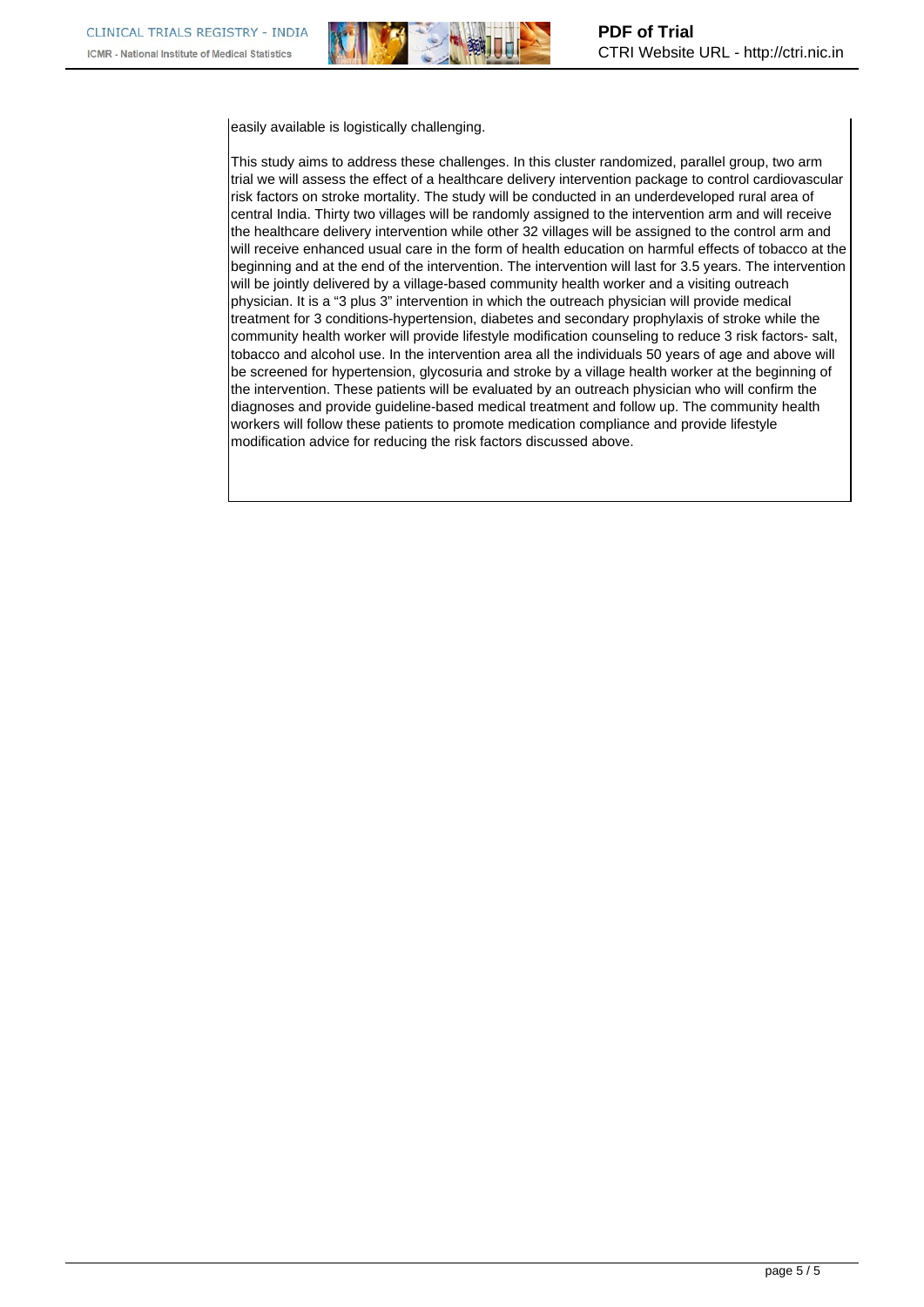easily available is logistically challenging.

This study aims to address these challenges. In this cluster randomized, parallel group, two arm trial we will assess the effect of a healthcare delivery intervention package to control cardiovascular risk factors on stroke mortality. The study will be conducted in an underdeveloped rural area of central India. Thirty two villages will be randomly assigned to the intervention arm and will receive the healthcare delivery intervention while other 32 villages will be assigned to the control arm and will receive enhanced usual care in the form of health education on harmful effects of tobacco at the beginning and at the end of the intervention. The intervention will last for 3.5 years. The intervention will be jointly delivered by a village-based community health worker and a visiting outreach physician. It is a “3 plus 3” intervention in which the outreach physician will provide medical treatment for 3 conditions-hypertension, diabetes and secondary prophylaxis of stroke while the community health worker will provide lifestyle modification counseling to reduce 3 risk factors- salt, tobacco and alcohol use. In the intervention area all the individuals 50 years of age and above will be screened for hypertension, glycosuria and stroke by a village health worker at the beginning of the intervention. These patients will be evaluated by an outreach physician who will confirm the diagnoses and provide guideline-based medical treatment and follow up. The community health workers will follow these patients to promote medication compliance and provide lifestyle modification advice for reducing the risk factors discussed above.